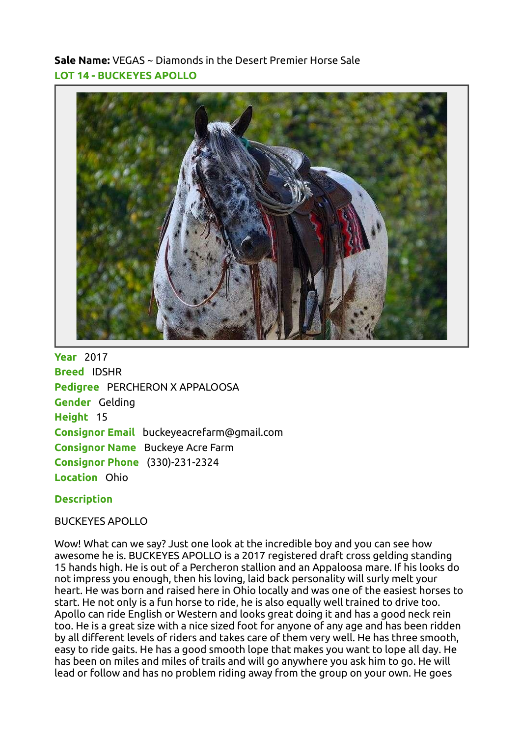**Sale Name:** VEGAS ~ Diamonds in the Desert Premier Horse Sale

## LOT 14 - BUCKEYES APOLLO

**Year** 2017
**Breed** IDSHR
**Pedigree** PERCHERON X APPALOOSA
**Gender** Gelding
**Height** 15
**Consignor Email** buckeyeacrefarm@gmail.com
**Consignor Name** Buckeye Acre Farm
**Consignor Phone** (330)-231-2324
**Location** Ohio

### Description

BUCKEYES APOLLO

Wow! What can we say? Just one look at the incredible boy and you can see how awesome he is. BUCKEYES APOLLO is a 2017 registered draft cross gelding standing 15 hands high. He is out of a Percheron stallion and an Appaloosa mare. If his looks do not impress you enough, then his loving, laid back personality will surly melt your heart. He was born and raised here in Ohio locally and was one of the easiest horses to start. He not only is a fun horse to ride, he is also equally well trained to drive too. Apollo can ride English or Western and looks great doing it and has a good neck rein too. He is a great size with a nice sized foot for anyone of any age and has been ridden by all different levels of riders and takes care of them very well. He has three smooth, easy to ride gaits. He has a good smooth lope that makes you want to lope all day. He has been on miles and miles of trails and will go anywhere you ask him to go. He will lead or follow and has no problem riding away from the group on your own. He goes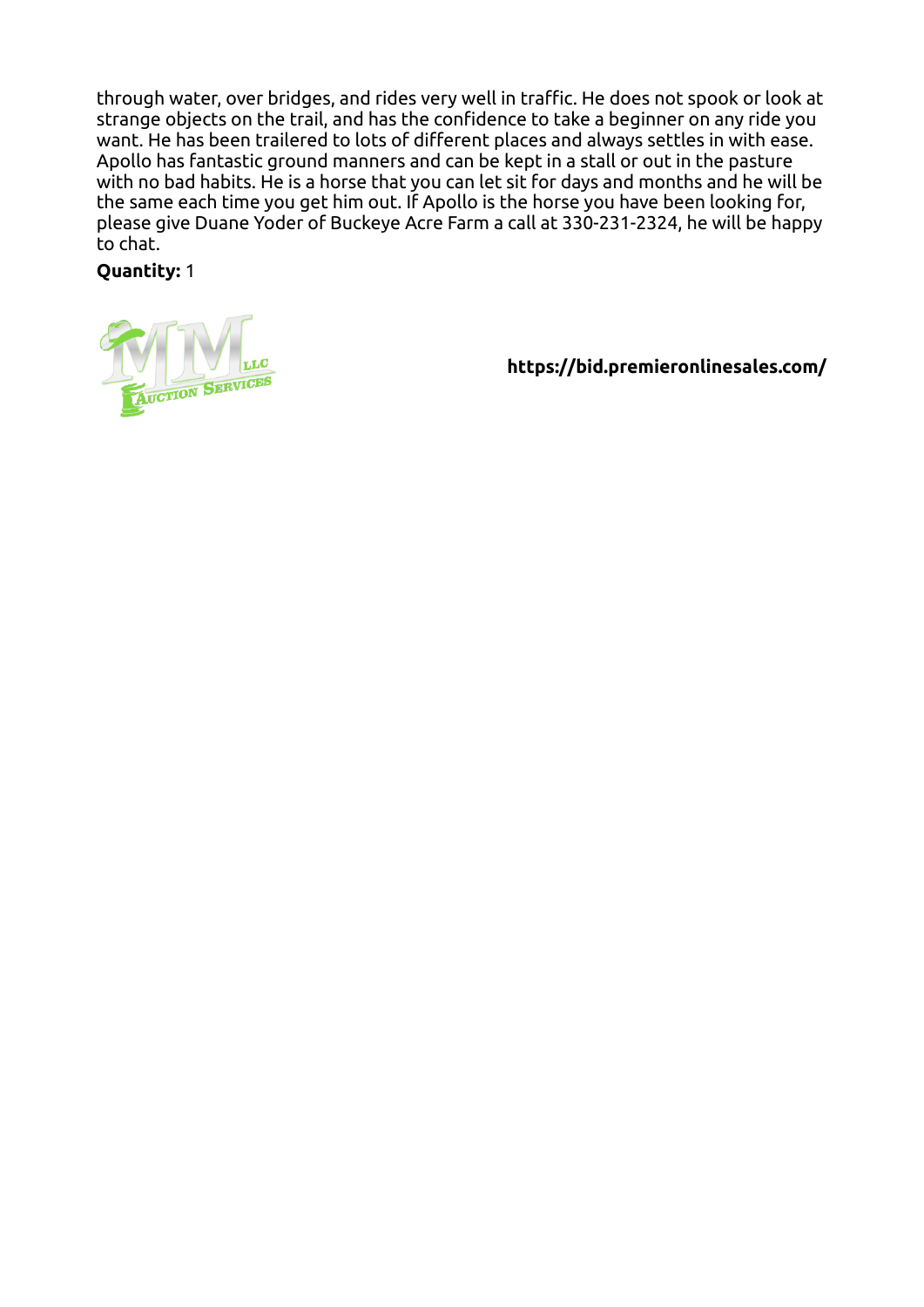through water, over bridges, and rides very well in traffic. He does not spook or look at strange objects on the trail, and has the confidence to take a beginner on any ride you want. He has been trailered to lots of different places and always settles in with ease. Apollo has fantastic ground manners and can be kept in a stall or out in the pasture with no bad habits. He is a horse that you can let sit for days and months and he will be the same each time you get him out. If Apollo is the horse you have been looking for, please give Duane Yoder of Buckeye Acre Farm a call at 330-231-2324, he will be happy to chat.

**Quantity:** 1

MM LLC Auction Services

**https://bid.premieronlinesales.com/**